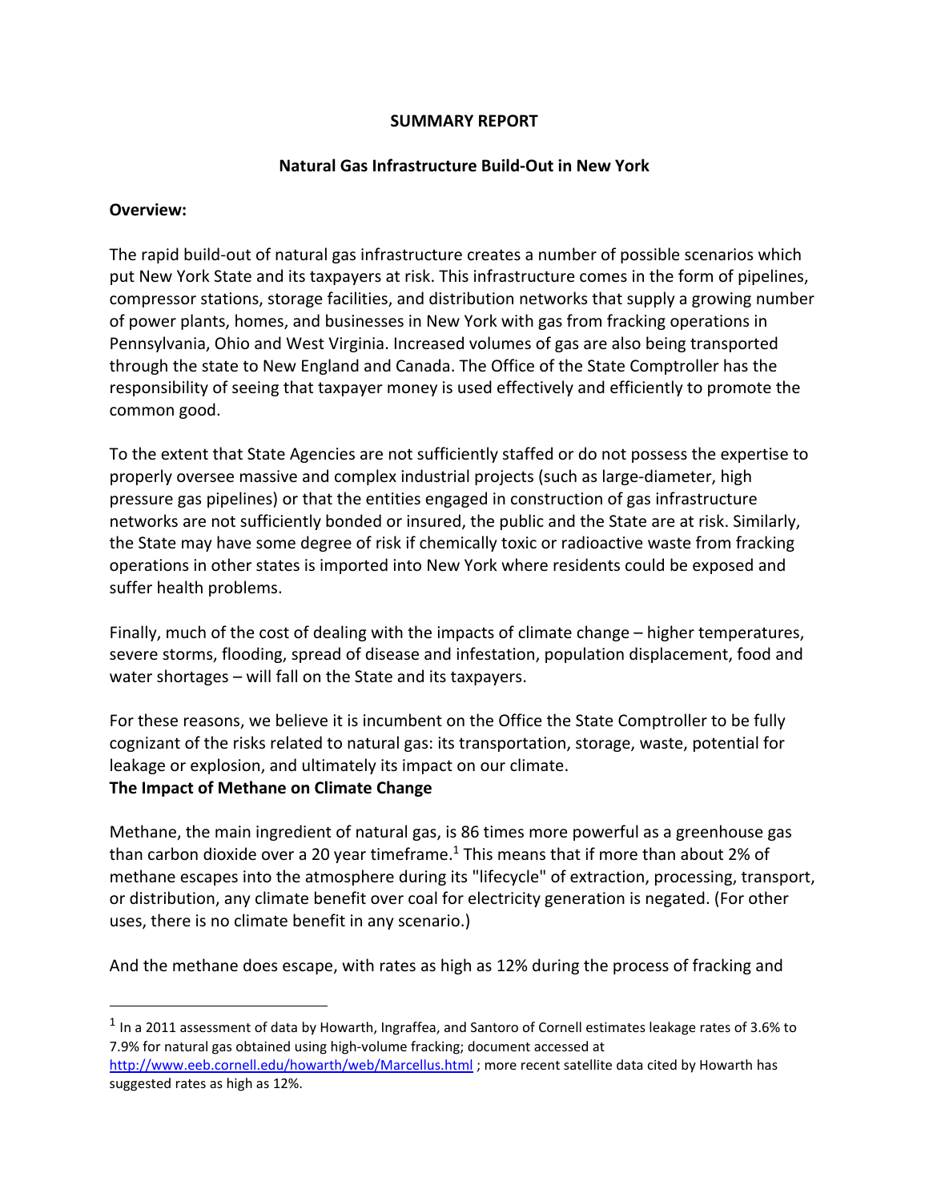**SUMMARY REPORT**

**Natural Gas Infrastructure Build-Out in New York**

**Overview:**

The rapid build-out of natural gas infrastructure creates a number of possible scenarios which put New York State and its taxpayers at risk. This infrastructure comes in the form of pipelines, compressor stations, storage facilities, and distribution networks that supply a growing number of power plants, homes, and businesses in New York with gas from fracking operations in Pennsylvania, Ohio and West Virginia. Increased volumes of gas are also being transported through the state to New England and Canada. The Office of the State Comptroller has the responsibility of seeing that taxpayer money is used effectively and efficiently to promote the common good.

To the extent that State Agencies are not sufficiently staffed or do not possess the expertise to properly oversee massive and complex industrial projects (such as large-diameter, high pressure gas pipelines) or that the entities engaged in construction of gas infrastructure networks are not sufficiently bonded or insured, the public and the State are at risk. Similarly, the State may have some degree of risk if chemically toxic or radioactive waste from fracking operations in other states is imported into New York where residents could be exposed and suffer health problems.

Finally, much of the cost of dealing with the impacts of climate change – higher temperatures, severe storms, flooding, spread of disease and infestation, population displacement, food and water shortages – will fall on the State and its taxpayers.

For these reasons, we believe it is incumbent on the Office the State Comptroller to be fully cognizant of the risks related to natural gas: its transportation, storage, waste, potential for leakage or explosion, and ultimately its impact on our climate.

**The Impact of Methane on Climate Change**

Methane, the main ingredient of natural gas, is 86 times more powerful as a greenhouse gas than carbon dioxide over a 20 year timeframe.[1] This means that if more than about 2% of methane escapes into the atmosphere during its "lifecycle" of extraction, processing, transport, or distribution, any climate benefit over coal for electricity generation is negated. (For other uses, there is no climate benefit in any scenario.)

And the methane does escape, with rates as high as 12% during the process of fracking and

---

[1] In a 2011 assessment of data by Howarth, Ingraffea, and Santoro of Cornell estimates leakage rates of 3.6% to 7.9% for natural gas obtained using high-volume fracking; document accessed at http://www.eeb.cornell.edu/howarth/web/Marcellus.html ; more recent satellite data cited by Howarth has suggested rates as high as 12%.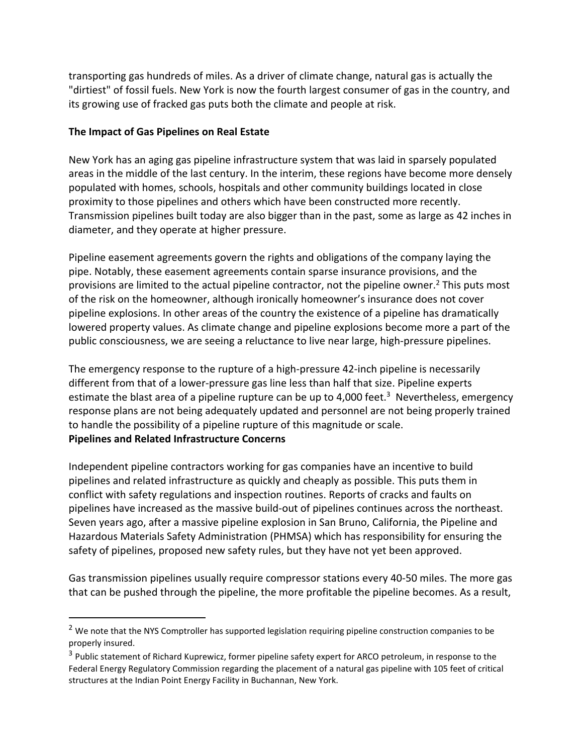transporting gas hundreds of miles. As a driver of climate change, natural gas is actually the "dirtiest" of fossil fuels. New York is now the fourth largest consumer of gas in the country, and its growing use of fracked gas puts both the climate and people at risk.

**The Impact of Gas Pipelines on Real Estate**

New York has an aging gas pipeline infrastructure system that was laid in sparsely populated areas in the middle of the last century. In the interim, these regions have become more densely populated with homes, schools, hospitals and other community buildings located in close proximity to those pipelines and others which have been constructed more recently. Transmission pipelines built today are also bigger than in the past, some as large as 42 inches in diameter, and they operate at higher pressure.

Pipeline easement agreements govern the rights and obligations of the company laying the pipe. Notably, these easement agreements contain sparse insurance provisions, and the provisions are limited to the actual pipeline contractor, not the pipeline owner.[2] This puts most of the risk on the homeowner, although ironically homeowner's insurance does not cover pipeline explosions. In other areas of the country the existence of a pipeline has dramatically lowered property values. As climate change and pipeline explosions become more a part of the public consciousness, we are seeing a reluctance to live near large, high-pressure pipelines.

The emergency response to the rupture of a high-pressure 42-inch pipeline is necessarily different from that of a lower-pressure gas line less than half that size. Pipeline experts estimate the blast area of a pipeline rupture can be up to 4,000 feet.[3] Nevertheless, emergency response plans are not being adequately updated and personnel are not being properly trained to handle the possibility of a pipeline rupture of this magnitude or scale.

**Pipelines and Related Infrastructure Concerns**

Independent pipeline contractors working for gas companies have an incentive to build pipelines and related infrastructure as quickly and cheaply as possible. This puts them in conflict with safety regulations and inspection routines. Reports of cracks and faults on pipelines have increased as the massive build-out of pipelines continues across the northeast. Seven years ago, after a massive pipeline explosion in San Bruno, California, the Pipeline and Hazardous Materials Safety Administration (PHMSA) which has responsibility for ensuring the safety of pipelines, proposed new safety rules, but they have not yet been approved.

Gas transmission pipelines usually require compressor stations every 40-50 miles. The more gas that can be pushed through the pipeline, the more profitable the pipeline becomes. As a result,

---

[2] We note that the NYS Comptroller has supported legislation requiring pipeline construction companies to be properly insured.

[3] Public statement of Richard Kuprewicz, former pipeline safety expert for ARCO petroleum, in response to the Federal Energy Regulatory Commission regarding the placement of a natural gas pipeline with 105 feet of critical structures at the Indian Point Energy Facility in Buchannan, New York.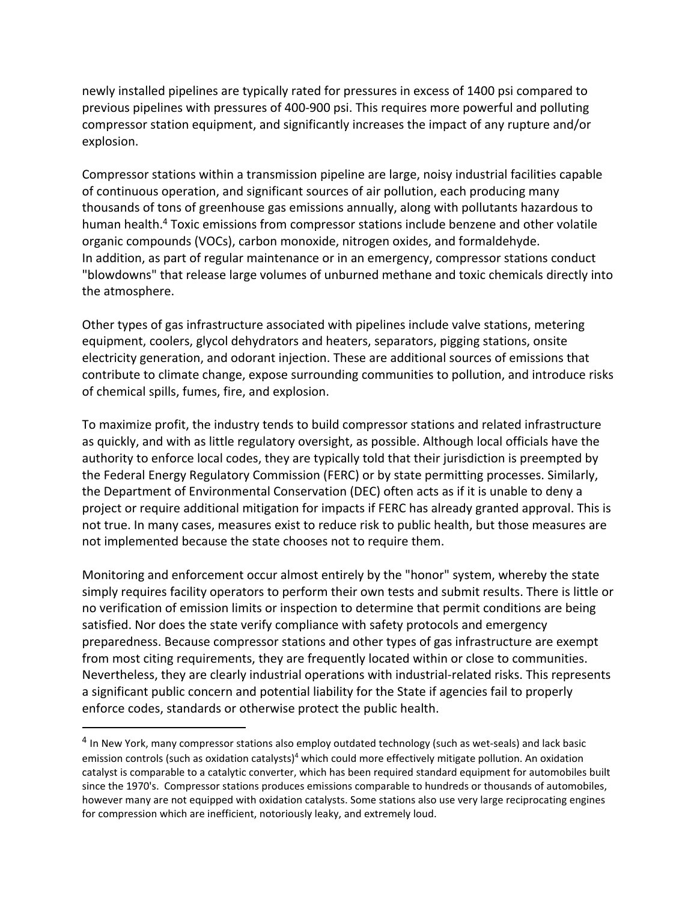newly installed pipelines are typically rated for pressures in excess of 1400 psi compared to previous pipelines with pressures of 400-900 psi. This requires more powerful and polluting compressor station equipment, and significantly increases the impact of any rupture and/or explosion.

Compressor stations within a transmission pipeline are large, noisy industrial facilities capable of continuous operation, and significant sources of air pollution, each producing many thousands of tons of greenhouse gas emissions annually, along with pollutants hazardous to human health.[4] Toxic emissions from compressor stations include benzene and other volatile organic compounds (VOCs), carbon monoxide, nitrogen oxides, and formaldehyde. In addition, as part of regular maintenance or in an emergency, compressor stations conduct "blowdowns" that release large volumes of unburned methane and toxic chemicals directly into the atmosphere.

Other types of gas infrastructure associated with pipelines include valve stations, metering equipment, coolers, glycol dehydrators and heaters, separators, pigging stations, onsite electricity generation, and odorant injection. These are additional sources of emissions that contribute to climate change, expose surrounding communities to pollution, and introduce risks of chemical spills, fumes, fire, and explosion.

To maximize profit, the industry tends to build compressor stations and related infrastructure as quickly, and with as little regulatory oversight, as possible. Although local officials have the authority to enforce local codes, they are typically told that their jurisdiction is preempted by the Federal Energy Regulatory Commission (FERC) or by state permitting processes. Similarly, the Department of Environmental Conservation (DEC) often acts as if it is unable to deny a project or require additional mitigation for impacts if FERC has already granted approval. This is not true. In many cases, measures exist to reduce risk to public health, but those measures are not implemented because the state chooses not to require them.

Monitoring and enforcement occur almost entirely by the "honor" system, whereby the state simply requires facility operators to perform their own tests and submit results. There is little or no verification of emission limits or inspection to determine that permit conditions are being satisfied. Nor does the state verify compliance with safety protocols and emergency preparedness. Because compressor stations and other types of gas infrastructure are exempt from most citing requirements, they are frequently located within or close to communities. Nevertheless, they are clearly industrial operations with industrial-related risks. This represents a significant public concern and potential liability for the State if agencies fail to properly enforce codes, standards or otherwise protect the public health.

---

[4] In New York, many compressor stations also employ outdated technology (such as wet-seals) and lack basic emission controls (such as oxidation catalysts)[4] which could more effectively mitigate pollution. An oxidation catalyst is comparable to a catalytic converter, which has been required standard equipment for automobiles built since the 1970's. Compressor stations produces emissions comparable to hundreds or thousands of automobiles, however many are not equipped with oxidation catalysts. Some stations also use very large reciprocating engines for compression which are inefficient, notoriously leaky, and extremely loud.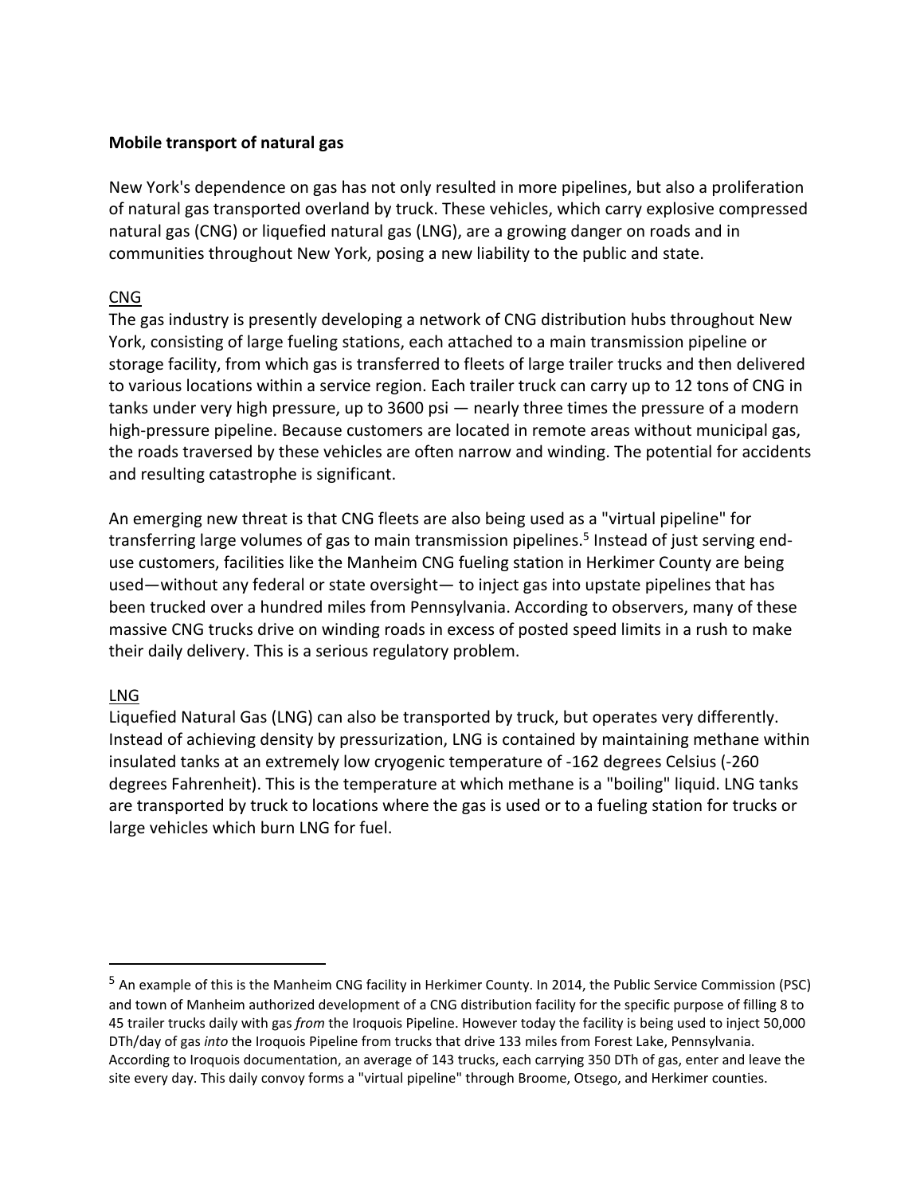**Mobile transport of natural gas**

New York's dependence on gas has not only resulted in more pipelines, but also a proliferation of natural gas transported overland by truck. These vehicles, which carry explosive compressed natural gas (CNG) or liquefied natural gas (LNG), are a growing danger on roads and in communities throughout New York, posing a new liability to the public and state.

<u>CNG</u>

The gas industry is presently developing a network of CNG distribution hubs throughout New York, consisting of large fueling stations, each attached to a main transmission pipeline or storage facility, from which gas is transferred to fleets of large trailer trucks and then delivered to various locations within a service region. Each trailer truck can carry up to 12 tons of CNG in tanks under very high pressure, up to 3600 psi — nearly three times the pressure of a modern high-pressure pipeline. Because customers are located in remote areas without municipal gas, the roads traversed by these vehicles are often narrow and winding. The potential for accidents and resulting catastrophe is significant.

An emerging new threat is that CNG fleets are also being used as a "virtual pipeline" for transferring large volumes of gas to main transmission pipelines.[5] Instead of just serving end-use customers, facilities like the Manheim CNG fueling station in Herkimer County are being used—without any federal or state oversight— to inject gas into upstate pipelines that has been trucked over a hundred miles from Pennsylvania. According to observers, many of these massive CNG trucks drive on winding roads in excess of posted speed limits in a rush to make their daily delivery. This is a serious regulatory problem.

<u>LNG</u>

Liquefied Natural Gas (LNG) can also be transported by truck, but operates very differently. Instead of achieving density by pressurization, LNG is contained by maintaining methane within insulated tanks at an extremely low cryogenic temperature of -162 degrees Celsius (-260 degrees Fahrenheit). This is the temperature at which methane is a "boiling" liquid. LNG tanks are transported by truck to locations where the gas is used or to a fueling station for trucks or large vehicles which burn LNG for fuel.

---

[5] An example of this is the Manheim CNG facility in Herkimer County. In 2014, the Public Service Commission (PSC) and town of Manheim authorized development of a CNG distribution facility for the specific purpose of filling 8 to 45 trailer trucks daily with gas *from* the Iroquois Pipeline. However today the facility is being used to inject 50,000 DTh/day of gas *into* the Iroquois Pipeline from trucks that drive 133 miles from Forest Lake, Pennsylvania. According to Iroquois documentation, an average of 143 trucks, each carrying 350 DTh of gas, enter and leave the site every day. This daily convoy forms a "virtual pipeline" through Broome, Otsego, and Herkimer counties.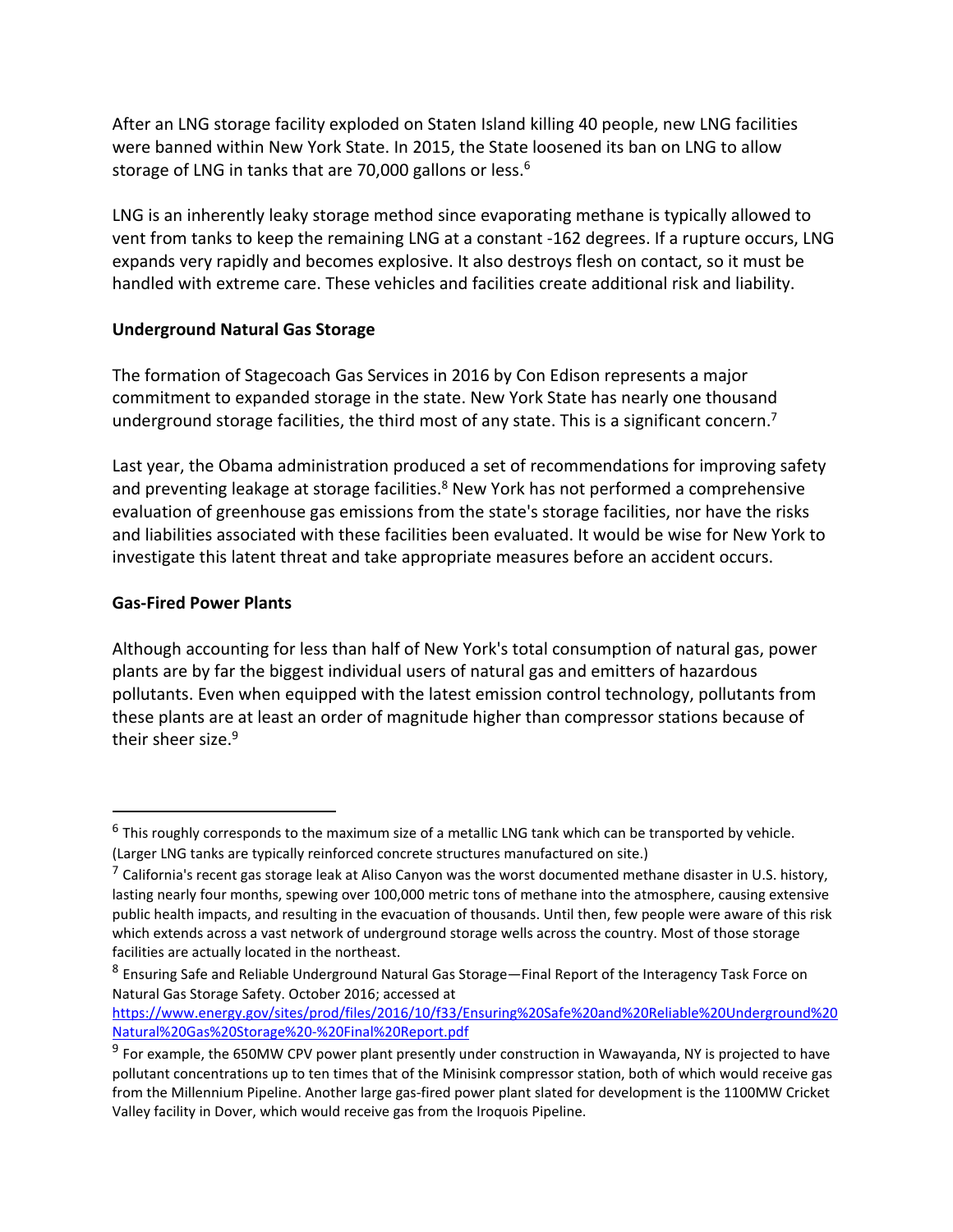After an LNG storage facility exploded on Staten Island killing 40 people, new LNG facilities were banned within New York State. In 2015, the State loosened its ban on LNG to allow storage of LNG in tanks that are 70,000 gallons or less.[6]

LNG is an inherently leaky storage method since evaporating methane is typically allowed to vent from tanks to keep the remaining LNG at a constant -162 degrees. If a rupture occurs, LNG expands very rapidly and becomes explosive. It also destroys flesh on contact, so it must be handled with extreme care. These vehicles and facilities create additional risk and liability.

**Underground Natural Gas Storage**

The formation of Stagecoach Gas Services in 2016 by Con Edison represents a major commitment to expanded storage in the state. New York State has nearly one thousand underground storage facilities, the third most of any state. This is a significant concern.[7]

Last year, the Obama administration produced a set of recommendations for improving safety and preventing leakage at storage facilities.[8] New York has not performed a comprehensive evaluation of greenhouse gas emissions from the state's storage facilities, nor have the risks and liabilities associated with these facilities been evaluated. It would be wise for New York to investigate this latent threat and take appropriate measures before an accident occurs.

**Gas-Fired Power Plants**

Although accounting for less than half of New York's total consumption of natural gas, power plants are by far the biggest individual users of natural gas and emitters of hazardous pollutants. Even when equipped with the latest emission control technology, pollutants from these plants are at least an order of magnitude higher than compressor stations because of their sheer size.[9]

---

[6] This roughly corresponds to the maximum size of a metallic LNG tank which can be transported by vehicle. (Larger LNG tanks are typically reinforced concrete structures manufactured on site.)

[7] California's recent gas storage leak at Aliso Canyon was the worst documented methane disaster in U.S. history, lasting nearly four months, spewing over 100,000 metric tons of methane into the atmosphere, causing extensive public health impacts, and resulting in the evacuation of thousands. Until then, few people were aware of this risk which extends across a vast network of underground storage wells across the country. Most of those storage facilities are actually located in the northeast.

[8] Ensuring Safe and Reliable Underground Natural Gas Storage—Final Report of the Interagency Task Force on Natural Gas Storage Safety. October 2016; accessed at https://www.energy.gov/sites/prod/files/2016/10/f33/Ensuring%20Safe%20and%20Reliable%20Underground%20Natural%20Gas%20Storage%20-%20Final%20Report.pdf

[9] For example, the 650MW CPV power plant presently under construction in Wawayanda, NY is projected to have pollutant concentrations up to ten times that of the Minisink compressor station, both of which would receive gas from the Millennium Pipeline. Another large gas-fired power plant slated for development is the 1100MW Cricket Valley facility in Dover, which would receive gas from the Iroquois Pipeline.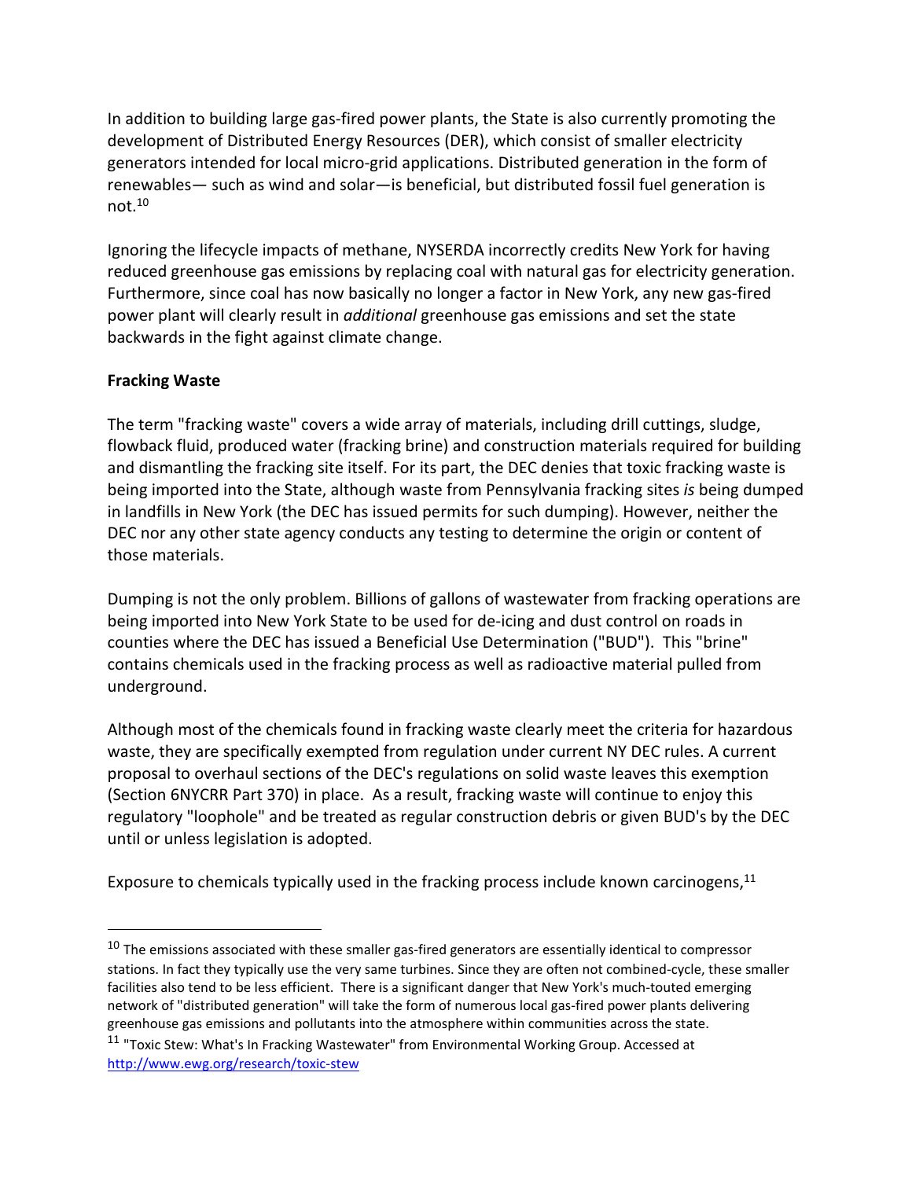In addition to building large gas-fired power plants, the State is also currently promoting the development of Distributed Energy Resources (DER), which consist of smaller electricity generators intended for local micro-grid applications. Distributed generation in the form of renewables— such as wind and solar—is beneficial, but distributed fossil fuel generation is not.[10]

Ignoring the lifecycle impacts of methane, NYSERDA incorrectly credits New York for having reduced greenhouse gas emissions by replacing coal with natural gas for electricity generation. Furthermore, since coal has now basically no longer a factor in New York, any new gas-fired power plant will clearly result in *additional* greenhouse gas emissions and set the state backwards in the fight against climate change.

**Fracking Waste**

The term "fracking waste" covers a wide array of materials, including drill cuttings, sludge, flowback fluid, produced water (fracking brine) and construction materials required for building and dismantling the fracking site itself. For its part, the DEC denies that toxic fracking waste is being imported into the State, although waste from Pennsylvania fracking sites *is* being dumped in landfills in New York (the DEC has issued permits for such dumping). However, neither the DEC nor any other state agency conducts any testing to determine the origin or content of those materials.

Dumping is not the only problem. Billions of gallons of wastewater from fracking operations are being imported into New York State to be used for de-icing and dust control on roads in counties where the DEC has issued a Beneficial Use Determination ("BUD"). This "brine" contains chemicals used in the fracking process as well as radioactive material pulled from underground.

Although most of the chemicals found in fracking waste clearly meet the criteria for hazardous waste, they are specifically exempted from regulation under current NY DEC rules. A current proposal to overhaul sections of the DEC's regulations on solid waste leaves this exemption (Section 6NYCRR Part 370) in place. As a result, fracking waste will continue to enjoy this regulatory "loophole" and be treated as regular construction debris or given BUD's by the DEC until or unless legislation is adopted.

Exposure to chemicals typically used in the fracking process include known carcinogens,[11]

---

[10] The emissions associated with these smaller gas-fired generators are essentially identical to compressor stations. In fact they typically use the very same turbines. Since they are often not combined-cycle, these smaller facilities also tend to be less efficient. There is a significant danger that New York's much-touted emerging network of "distributed generation" will take the form of numerous local gas-fired power plants delivering greenhouse gas emissions and pollutants into the atmosphere within communities across the state.

[11] "Toxic Stew: What's In Fracking Wastewater" from Environmental Working Group. Accessed at http://www.ewg.org/research/toxic-stew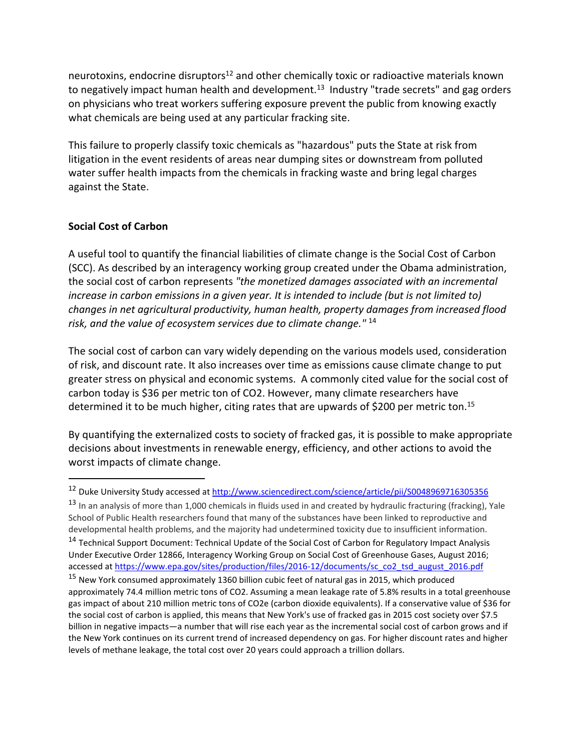neurotoxins, endocrine disruptors[12] and other chemically toxic or radioactive materials known to negatively impact human health and development.[13] Industry "trade secrets" and gag orders on physicians who treat workers suffering exposure prevent the public from knowing exactly what chemicals are being used at any particular fracking site.

This failure to properly classify toxic chemicals as "hazardous" puts the State at risk from litigation in the event residents of areas near dumping sites or downstream from polluted water suffer health impacts from the chemicals in fracking waste and bring legal charges against the State.

**Social Cost of Carbon**

A useful tool to quantify the financial liabilities of climate change is the Social Cost of Carbon (SCC). As described by an interagency working group created under the Obama administration, the social cost of carbon represents *"the monetized damages associated with an incremental increase in carbon emissions in a given year. It is intended to include (but is not limited to) changes in net agricultural productivity, human health, property damages from increased flood risk, and the value of ecosystem services due to climate change."* [14]

The social cost of carbon can vary widely depending on the various models used, consideration of risk, and discount rate. It also increases over time as emissions cause climate change to put greater stress on physical and economic systems. A commonly cited value for the social cost of carbon today is $36 per metric ton of CO2. However, many climate researchers have determined it to be much higher, citing rates that are upwards of $200 per metric ton.[15]

By quantifying the externalized costs to society of fracked gas, it is possible to make appropriate decisions about investments in renewable energy, efficiency, and other actions to avoid the worst impacts of climate change.

---

[12] Duke University Study accessed at http://www.sciencedirect.com/science/article/pii/S0048969716305356

[13] In an analysis of more than 1,000 chemicals in fluids used in and created by hydraulic fracturing (fracking), Yale School of Public Health researchers found that many of the substances have been linked to reproductive and developmental health problems, and the majority had undetermined toxicity due to insufficient information.

[14] Technical Support Document: Technical Update of the Social Cost of Carbon for Regulatory Impact Analysis Under Executive Order 12866, Interagency Working Group on Social Cost of Greenhouse Gases, August 2016; accessed at https://www.epa.gov/sites/production/files/2016-12/documents/sc_co2_tsd_august_2016.pdf

[15] New York consumed approximately 1360 billion cubic feet of natural gas in 2015, which produced approximately 74.4 million metric tons of CO2. Assuming a mean leakage rate of 5.8% results in a total greenhouse gas impact of about 210 million metric tons of CO2e (carbon dioxide equivalents). If a conservative value of $36 for the social cost of carbon is applied, this means that New York's use of fracked gas in 2015 cost society over $7.5 billion in negative impacts—a number that will rise each year as the incremental social cost of carbon grows and if the New York continues on its current trend of increased dependency on gas. For higher discount rates and higher levels of methane leakage, the total cost over 20 years could approach a trillion dollars.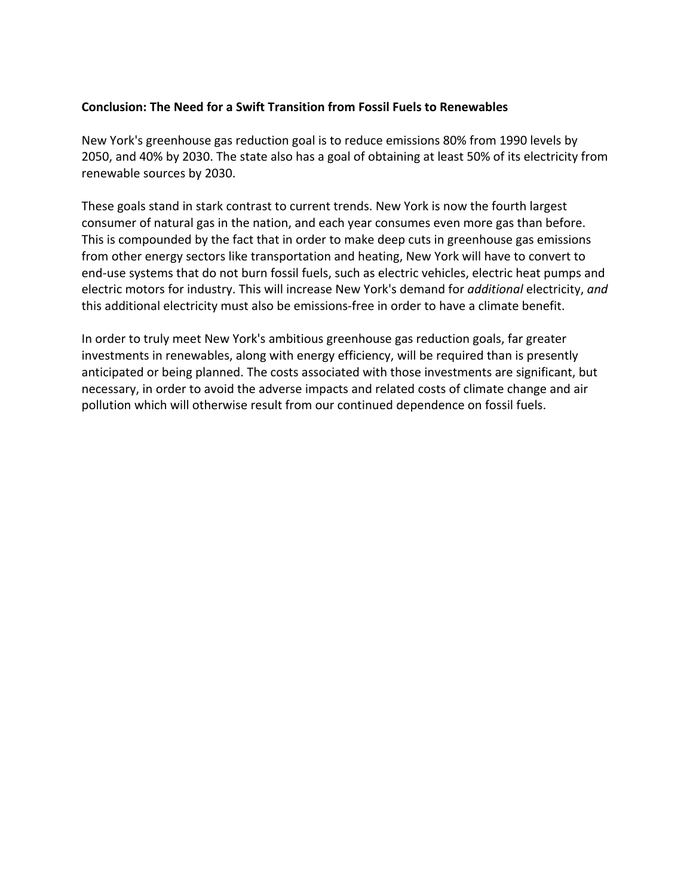**Conclusion: The Need for a Swift Transition from Fossil Fuels to Renewables**

New York's greenhouse gas reduction goal is to reduce emissions 80% from 1990 levels by 2050, and 40% by 2030. The state also has a goal of obtaining at least 50% of its electricity from renewable sources by 2030.

These goals stand in stark contrast to current trends. New York is now the fourth largest consumer of natural gas in the nation, and each year consumes even more gas than before. This is compounded by the fact that in order to make deep cuts in greenhouse gas emissions from other energy sectors like transportation and heating, New York will have to convert to end-use systems that do not burn fossil fuels, such as electric vehicles, electric heat pumps and electric motors for industry. This will increase New York's demand for *additional* electricity, *and* this additional electricity must also be emissions-free in order to have a climate benefit.

In order to truly meet New York's ambitious greenhouse gas reduction goals, far greater investments in renewables, along with energy efficiency, will be required than is presently anticipated or being planned. The costs associated with those investments are significant, but necessary, in order to avoid the adverse impacts and related costs of climate change and air pollution which will otherwise result from our continued dependence on fossil fuels.